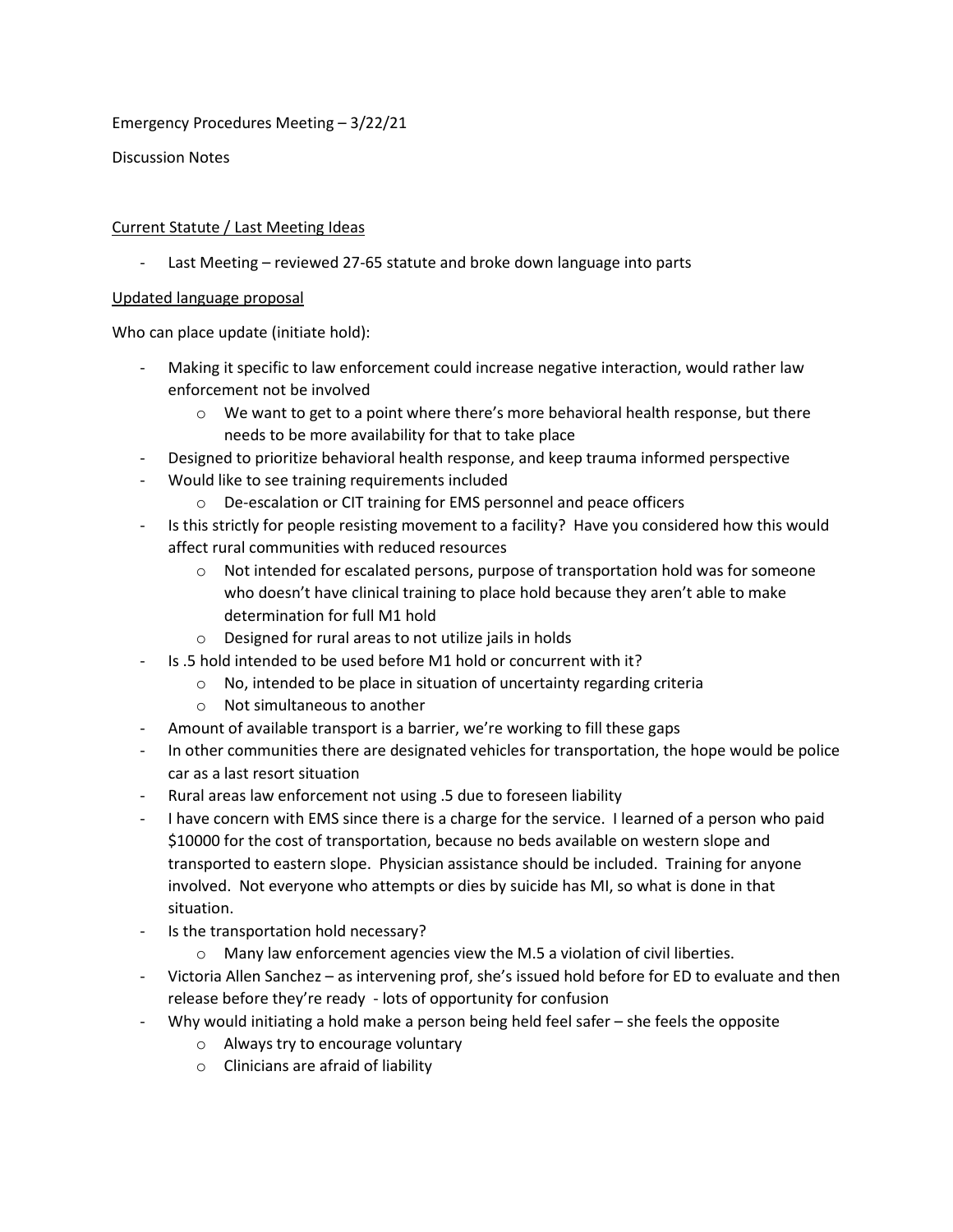Emergency Procedures Meeting – 3/22/21

Discussion Notes

Current Statute / Last Meeting Ideas

- Last Meeting – reviewed 27-65 statute and broke down language into parts

Updated language proposal

Who can place update (initiate hold):

- Making it specific to law enforcement could increase negative interaction, would rather law enforcement not be involved
  - We want to get to a point where there's more behavioral health response, but there needs to be more availability for that to take place
- Designed to prioritize behavioral health response, and keep trauma informed perspective
- Would like to see training requirements included
  - De-escalation or CIT training for EMS personnel and peace officers
- Is this strictly for people resisting movement to a facility? Have you considered how this would affect rural communities with reduced resources
  - Not intended for escalated persons, purpose of transportation hold was for someone who doesn't have clinical training to place hold because they aren't able to make determination for full M1 hold
  - Designed for rural areas to not utilize jails in holds
- Is .5 hold intended to be used before M1 hold or concurrent with it?
  - No, intended to be place in situation of uncertainty regarding criteria
  - Not simultaneous to another
- Amount of available transport is a barrier, we're working to fill these gaps
- In other communities there are designated vehicles for transportation, the hope would be police car as a last resort situation
- Rural areas law enforcement not using .5 due to foreseen liability
- I have concern with EMS since there is a charge for the service. I learned of a person who paid $10000 for the cost of transportation, because no beds available on western slope and transported to eastern slope. Physician assistance should be included. Training for anyone involved. Not everyone who attempts or dies by suicide has MI, so what is done in that situation.
- Is the transportation hold necessary?
  - Many law enforcement agencies view the M.5 a violation of civil liberties.
- Victoria Allen Sanchez – as intervening prof, she's issued hold before for ED to evaluate and then release before they're ready - lots of opportunity for confusion
- Why would initiating a hold make a person being held feel safer – she feels the opposite
  - Always try to encourage voluntary
  - Clinicians are afraid of liability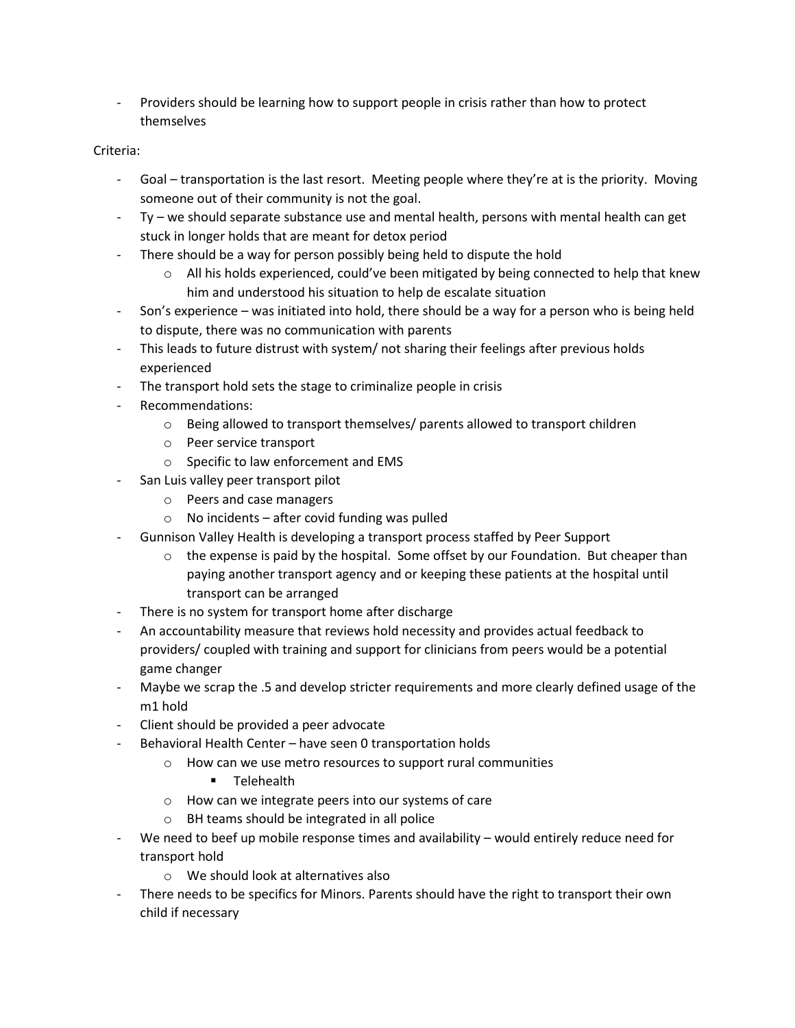- Providers should be learning how to support people in crisis rather than how to protect themselves

Criteria:

- Goal – transportation is the last resort. Meeting people where they're at is the priority. Moving someone out of their community is not the goal.
- Ty – we should separate substance use and mental health, persons with mental health can get stuck in longer holds that are meant for detox period
- There should be a way for person possibly being held to dispute the hold
  - All his holds experienced, could've been mitigated by being connected to help that knew him and understood his situation to help de escalate situation
- Son's experience – was initiated into hold, there should be a way for a person who is being held to dispute, there was no communication with parents
- This leads to future distrust with system/ not sharing their feelings after previous holds experienced
- The transport hold sets the stage to criminalize people in crisis
- Recommendations:
  - Being allowed to transport themselves/ parents allowed to transport children
  - Peer service transport
  - Specific to law enforcement and EMS
- San Luis valley peer transport pilot
  - Peers and case managers
  - No incidents – after covid funding was pulled
- Gunnison Valley Health is developing a transport process staffed by Peer Support
  - the expense is paid by the hospital. Some offset by our Foundation. But cheaper than paying another transport agency and or keeping these patients at the hospital until transport can be arranged
- There is no system for transport home after discharge
- An accountability measure that reviews hold necessity and provides actual feedback to providers/ coupled with training and support for clinicians from peers would be a potential game changer
- Maybe we scrap the .5 and develop stricter requirements and more clearly defined usage of the m1 hold
- Client should be provided a peer advocate
- Behavioral Health Center – have seen 0 transportation holds
  - How can we use metro resources to support rural communities
    - Telehealth
  - How can we integrate peers into our systems of care
  - BH teams should be integrated in all police
- We need to beef up mobile response times and availability – would entirely reduce need for transport hold
  - We should look at alternatives also
- There needs to be specifics for Minors. Parents should have the right to transport their own child if necessary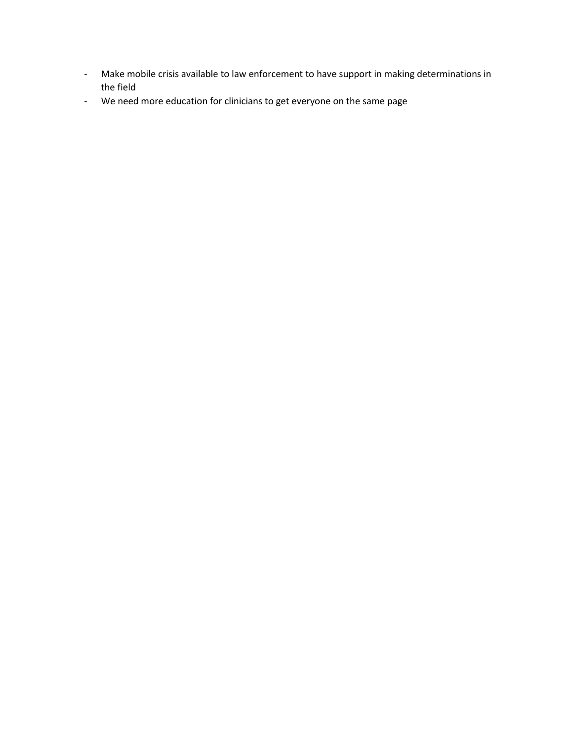- Make mobile crisis available to law enforcement to have support in making determinations in the field
- We need more education for clinicians to get everyone on the same page